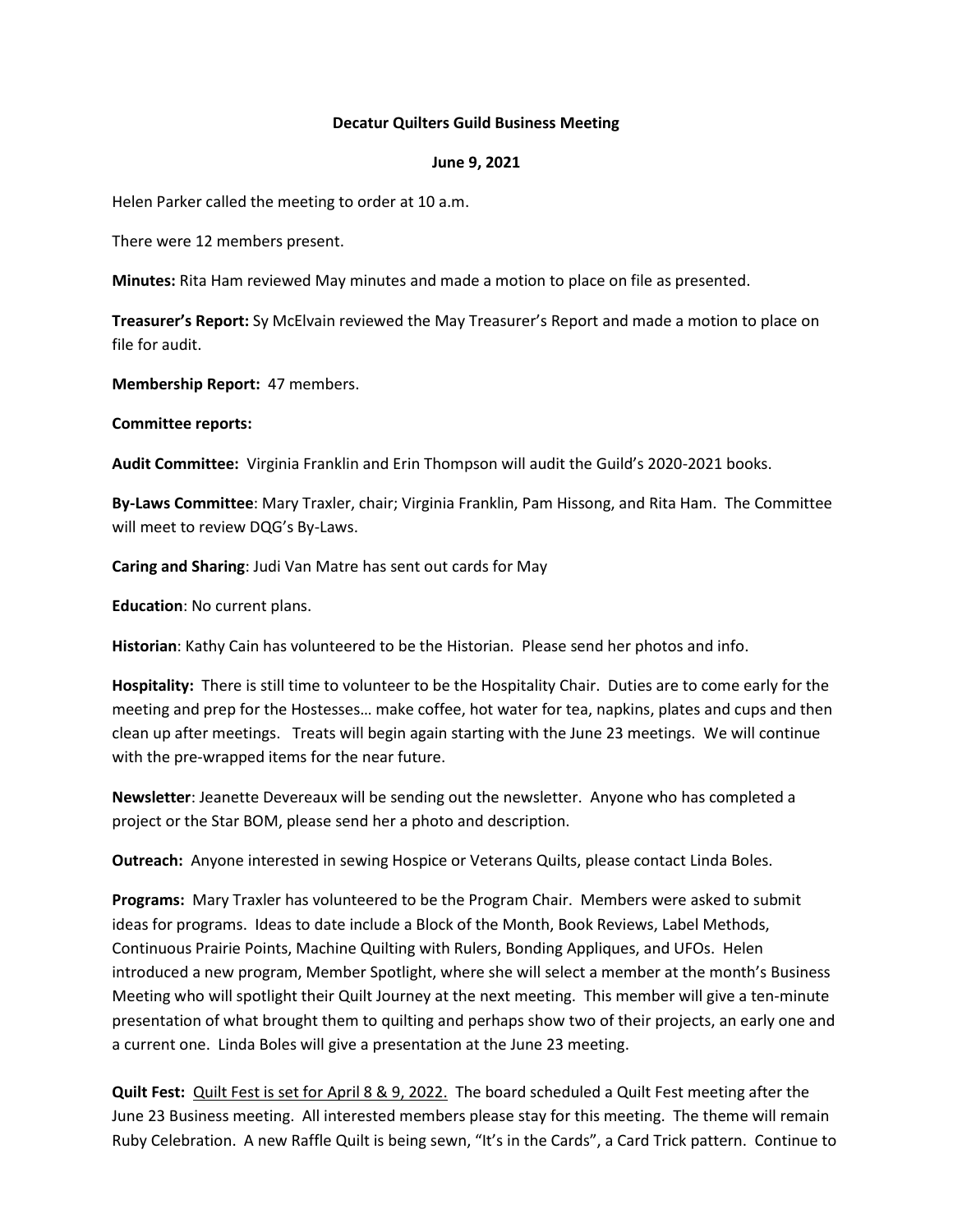**Decatur Quilters Guild Business Meeting**

**June 9, 2021**

Helen Parker called the meeting to order at 10 a.m.

There were 12 members present.

**Minutes:** Rita Ham reviewed May minutes and made a motion to place on file as presented.

**Treasurer's Report:** Sy McElvain reviewed the May Treasurer's Report and made a motion to place on file for audit.

**Membership Report:** 47 members.

**Committee reports:**

**Audit Committee:** Virginia Franklin and Erin Thompson will audit the Guild's 2020-2021 books.

**By-Laws Committee**: Mary Traxler, chair; Virginia Franklin, Pam Hissong, and Rita Ham. The Committee will meet to review DQG's By-Laws.

**Caring and Sharing**: Judi Van Matre has sent out cards for May

**Education**: No current plans.

**Historian**: Kathy Cain has volunteered to be the Historian. Please send her photos and info.

**Hospitality:** There is still time to volunteer to be the Hospitality Chair. Duties are to come early for the meeting and prep for the Hostesses… make coffee, hot water for tea, napkins, plates and cups and then clean up after meetings. Treats will begin again starting with the June 23 meetings. We will continue with the pre-wrapped items for the near future.

**Newsletter**: Jeanette Devereaux will be sending out the newsletter. Anyone who has completed a project or the Star BOM, please send her a photo and description.

**Outreach:** Anyone interested in sewing Hospice or Veterans Quilts, please contact Linda Boles.

**Programs:** Mary Traxler has volunteered to be the Program Chair. Members were asked to submit ideas for programs. Ideas to date include a Block of the Month, Book Reviews, Label Methods, Continuous Prairie Points, Machine Quilting with Rulers, Bonding Appliques, and UFOs. Helen introduced a new program, Member Spotlight, where she will select a member at the month's Business Meeting who will spotlight their Quilt Journey at the next meeting. This member will give a ten-minute presentation of what brought them to quilting and perhaps show two of their projects, an early one and a current one. Linda Boles will give a presentation at the June 23 meeting.

**Quilt Fest:** <u>Quilt Fest is set for April 8 & 9, 2022.</u> The board scheduled a Quilt Fest meeting after the June 23 Business meeting. All interested members please stay for this meeting. The theme will remain Ruby Celebration. A new Raffle Quilt is being sewn, "It's in the Cards", a Card Trick pattern. Continue to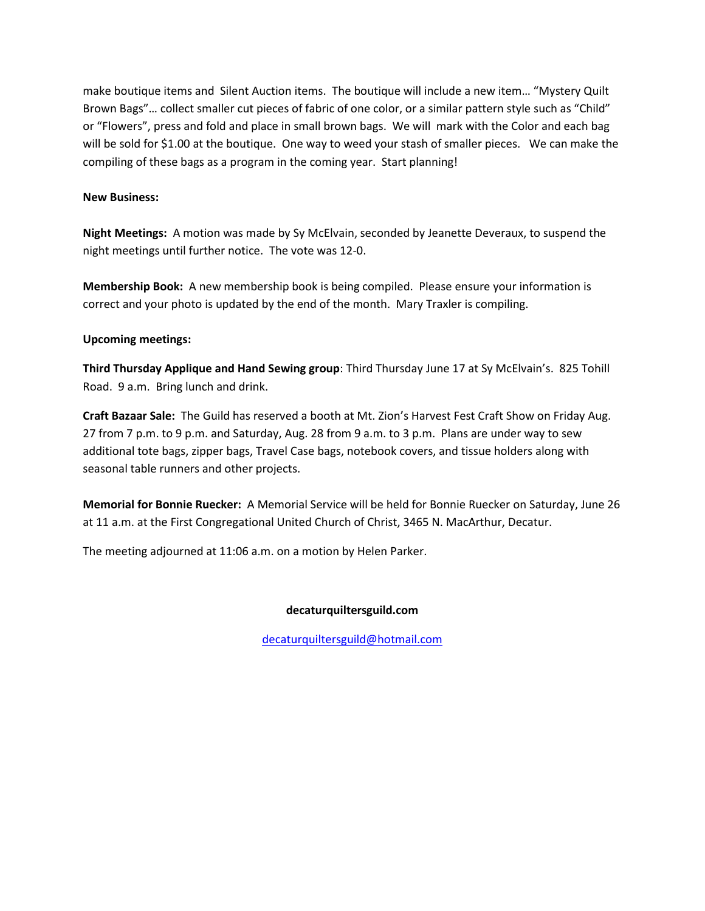make boutique items and Silent Auction items. The boutique will include a new item… "Mystery Quilt Brown Bags"… collect smaller cut pieces of fabric of one color, or a similar pattern style such as "Child" or "Flowers", press and fold and place in small brown bags. We will mark with the Color and each bag will be sold for $1.00 at the boutique. One way to weed your stash of smaller pieces. We can make the compiling of these bags as a program in the coming year. Start planning!

**New Business:**

**Night Meetings:** A motion was made by Sy McElvain, seconded by Jeanette Deveraux, to suspend the night meetings until further notice. The vote was 12-0.

**Membership Book:** A new membership book is being compiled. Please ensure your information is correct and your photo is updated by the end of the month. Mary Traxler is compiling.

**Upcoming meetings:**

**Third Thursday Applique and Hand Sewing group**: Third Thursday June 17 at Sy McElvain's. 825 Tohill Road. 9 a.m. Bring lunch and drink.

**Craft Bazaar Sale:** The Guild has reserved a booth at Mt. Zion's Harvest Fest Craft Show on Friday Aug. 27 from 7 p.m. to 9 p.m. and Saturday, Aug. 28 from 9 a.m. to 3 p.m. Plans are under way to sew additional tote bags, zipper bags, Travel Case bags, notebook covers, and tissue holders along with seasonal table runners and other projects.

**Memorial for Bonnie Ruecker:** A Memorial Service will be held for Bonnie Ruecker on Saturday, June 26 at 11 a.m. at the First Congregational United Church of Christ, 3465 N. MacArthur, Decatur.

The meeting adjourned at 11:06 a.m. on a motion by Helen Parker.

**decaturquiltersguild.com**

decaturquiltersguild@hotmail.com